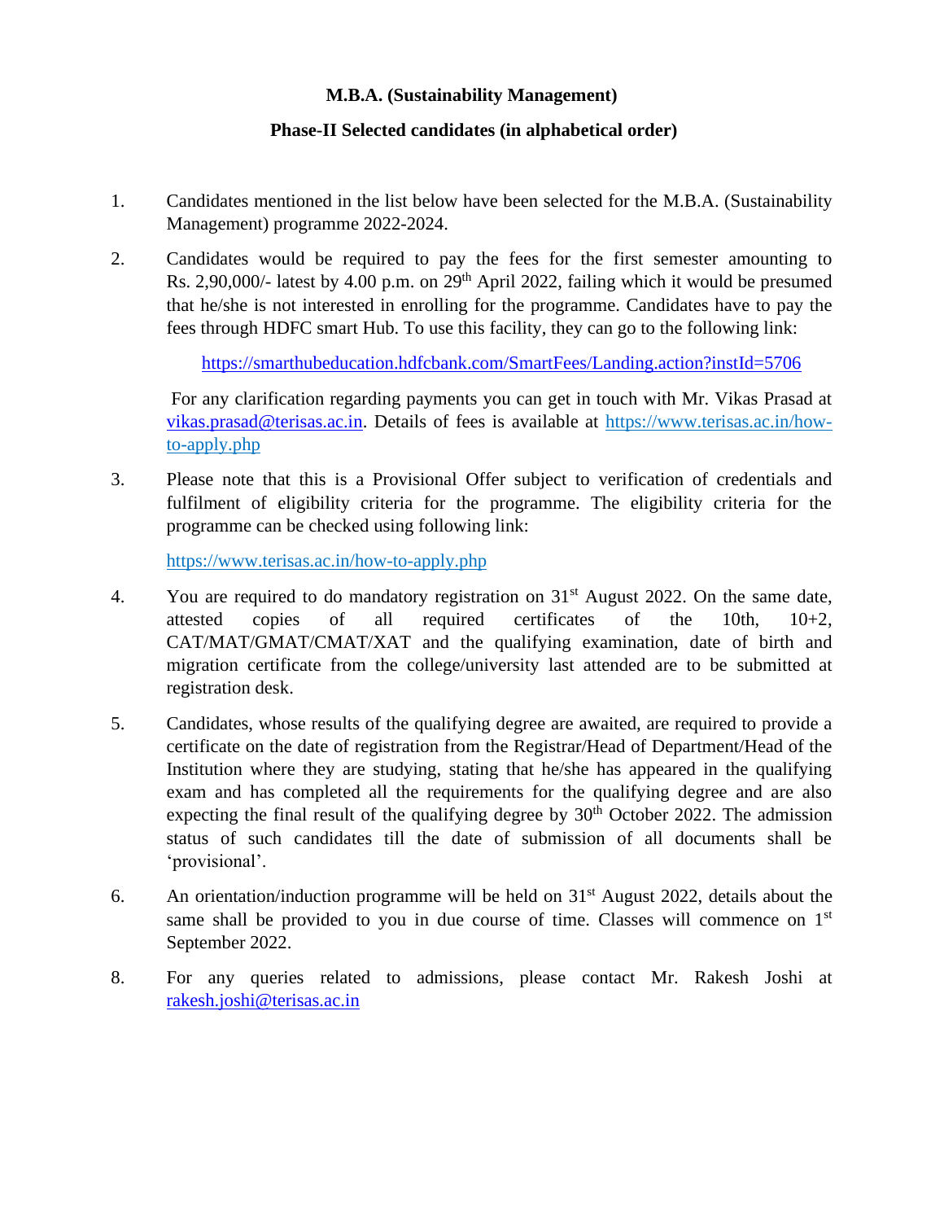**M.B.A. (Sustainability Management)**

**Phase-II Selected candidates (in alphabetical order)**

1. Candidates mentioned in the list below have been selected for the M.B.A. (Sustainability Management) programme 2022-2024.

2. Candidates would be required to pay the fees for the first semester amounting to Rs. 2,90,000/- latest by 4.00 p.m. on 29th April 2022, failing which it would be presumed that he/she is not interested in enrolling for the programme. Candidates have to pay the fees through HDFC smart Hub. To use this facility, they can go to the following link:

   https://smarthubeducation.hdfcbank.com/SmartFees/Landing.action?instId=5706

   For any clarification regarding payments you can get in touch with Mr. Vikas Prasad at vikas.prasad@terisas.ac.in. Details of fees is available at https://www.terisas.ac.in/how-to-apply.php

3. Please note that this is a Provisional Offer subject to verification of credentials and fulfilment of eligibility criteria for the programme. The eligibility criteria for the programme can be checked using following link:

   https://www.terisas.ac.in/how-to-apply.php

4. You are required to do mandatory registration on 31st August 2022. On the same date, attested copies of all required certificates of the 10th, 10+2, CAT/MAT/GMAT/CMAT/XAT and the qualifying examination, date of birth and migration certificate from the college/university last attended are to be submitted at registration desk.

5. Candidates, whose results of the qualifying degree are awaited, are required to provide a certificate on the date of registration from the Registrar/Head of Department/Head of the Institution where they are studying, stating that he/she has appeared in the qualifying exam and has completed all the requirements for the qualifying degree and are also expecting the final result of the qualifying degree by 30th October 2022. The admission status of such candidates till the date of submission of all documents shall be 'provisional'.

6. An orientation/induction programme will be held on 31st August 2022, details about the same shall be provided to you in due course of time. Classes will commence on 1st September 2022.

8. For any queries related to admissions, please contact Mr. Rakesh Joshi at rakesh.joshi@terisas.ac.in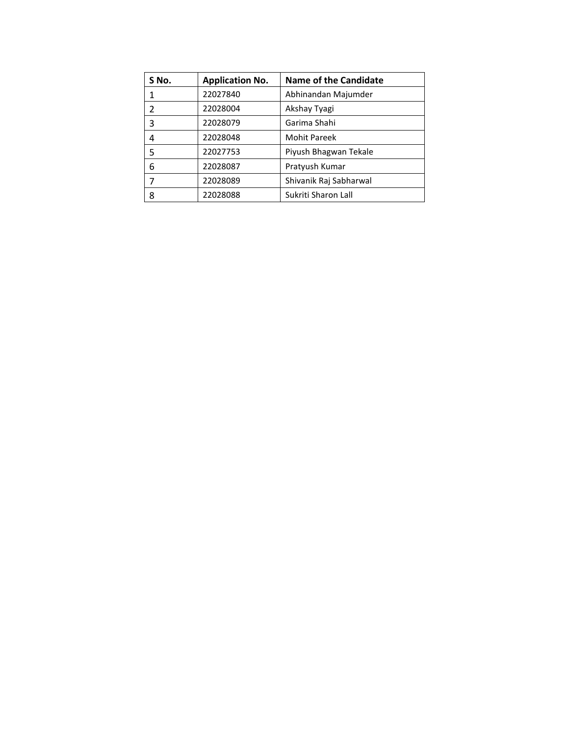| S No. | Application No. | Name of the Candidate |
|---|---|---|
| 1 | 22027840 | Abhinandan Majumder |
| 2 | 22028004 | Akshay Tyagi |
| 3 | 22028079 | Garima Shahi |
| 4 | 22028048 | Mohit Pareek |
| 5 | 22027753 | Piyush Bhagwan Tekale |
| 6 | 22028087 | Pratyush Kumar |
| 7 | 22028089 | Shivanik Raj Sabharwal |
| 8 | 22028088 | Sukriti Sharon Lall |